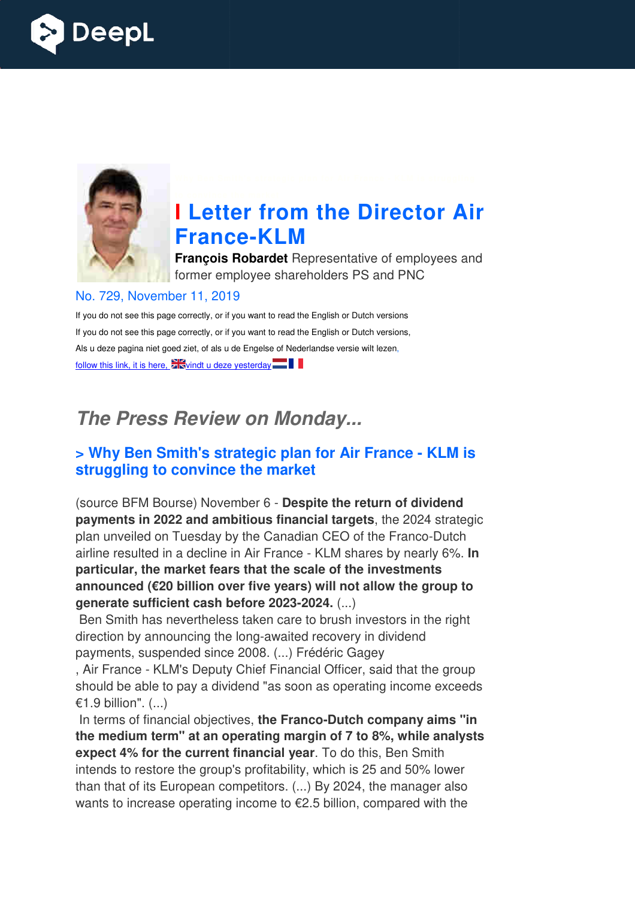# Letter from the Director Air France-KLM

**François Robardet** Representative of employees and former employee shareholders PS and PNC

No. 729, November 11, 2019

If you do not see this page correctly, or if you want to read the English or Dutch versions

If you do not see this page correctly, or if you want to read the English or Dutch versions,

Als u deze pagina niet goed ziet, of als u de Engelse of Nederlandse versie wilt lezen,

follow this link, it is here, vindt u deze yesterday

## *The Press Review on Monday...*

### > Why Ben Smith's strategic plan for Air France - KLM is struggling to convince the market

(source BFM Bourse) November 6 - **Despite the return of dividend payments in 2022 and ambitious financial targets**, the 2024 strategic plan unveiled on Tuesday by the Canadian CEO of the Franco-Dutch airline resulted in a decline in Air France - KLM shares by nearly 6%. **In particular, the market fears that the scale of the investments announced (€20 billion over five years) will not allow the group to generate sufficient cash before 2023-2024.** (...)

Ben Smith has nevertheless taken care to brush investors in the right direction by announcing the long-awaited recovery in dividend payments, suspended since 2008. (...) Frédéric Gagey , Air France - KLM's Deputy Chief Financial Officer, said that the group should be able to pay a dividend "as soon as operating income exceeds €1.9 billion". (...)

In terms of financial objectives, **the Franco-Dutch company aims "in the medium term" at an operating margin of 7 to 8%, while analysts expect 4% for the current financial year**. To do this, Ben Smith intends to restore the group's profitability, which is 25 and 50% lower than that of its European competitors. (...) By 2024, the manager also wants to increase operating income to €2.5 billion, compared with the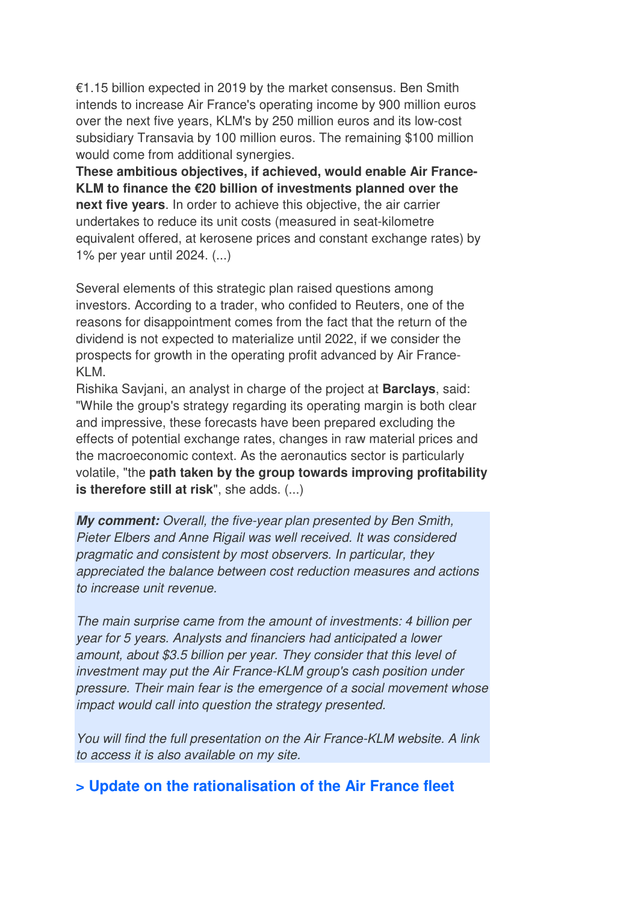€1.15 billion expected in 2019 by the market consensus. Ben Smith intends to increase Air France's operating income by 900 million euros over the next five years, KLM's by 250 million euros and its low-cost subsidiary Transavia by 100 million euros. The remaining $100 million would come from additional synergies.

**These ambitious objectives, if achieved, would enable Air France-KLM to finance the €20 billion of investments planned over the next five years**. In order to achieve this objective, the air carrier undertakes to reduce its unit costs (measured in seat-kilometre equivalent offered, at kerosene prices and constant exchange rates) by 1% per year until 2024. (...)

Several elements of this strategic plan raised questions among investors. According to a trader, who confided to Reuters, one of the reasons for disappointment comes from the fact that the return of the dividend is not expected to materialize until 2022, if we consider the prospects for growth in the operating profit advanced by Air France-KLM.

Rishika Savjani, an analyst in charge of the project at **Barclays**, said: "While the group's strategy regarding its operating margin is both clear and impressive, these forecasts have been prepared excluding the effects of potential exchange rates, changes in raw material prices and the macroeconomic context. As the aeronautics sector is particularly volatile, "the **path taken by the group towards improving profitability is therefore still at risk**", she adds. (...)

***My comment:*** *Overall, the five-year plan presented by Ben Smith, Pieter Elbers and Anne Rigail was well received. It was considered pragmatic and consistent by most observers. In particular, they appreciated the balance between cost reduction measures and actions to increase unit revenue.*

*The main surprise came from the amount of investments: 4 billion per year for 5 years. Analysts and financiers had anticipated a lower amount, about $3.5 billion per year. They consider that this level of investment may put the Air France-KLM group's cash position under pressure. Their main fear is the emergence of a social movement whose impact would call into question the strategy presented.*

*You will find the full presentation on the Air France-KLM website. A link to access it is also available on my site.*

## > Update on the rationalisation of the Air France fleet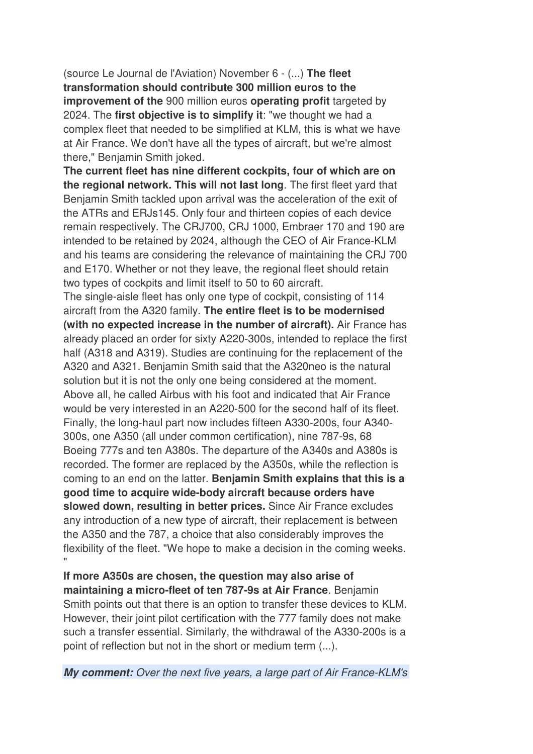(source Le Journal de l'Aviation) November 6 - (...) **The fleet transformation should contribute 300 million euros to the improvement of the** 900 million euros **operating profit** targeted by 2024. The **first objective is to simplify it**: "we thought we had a complex fleet that needed to be simplified at KLM, this is what we have at Air France. We don't have all the types of aircraft, but we're almost there," Benjamin Smith joked.

**The current fleet has nine different cockpits, four of which are on the regional network. This will not last long**. The first fleet yard that Benjamin Smith tackled upon arrival was the acceleration of the exit of the ATRs and ERJs145. Only four and thirteen copies of each device remain respectively. The CRJ700, CRJ 1000, Embraer 170 and 190 are intended to be retained by 2024, although the CEO of Air France-KLM and his teams are considering the relevance of maintaining the CRJ 700 and E170. Whether or not they leave, the regional fleet should retain two types of cockpits and limit itself to 50 to 60 aircraft.

The single-aisle fleet has only one type of cockpit, consisting of 114 aircraft from the A320 family. **The entire fleet is to be modernised (with no expected increase in the number of aircraft).** Air France has already placed an order for sixty A220-300s, intended to replace the first half (A318 and A319). Studies are continuing for the replacement of the A320 and A321. Benjamin Smith said that the A320neo is the natural solution but it is not the only one being considered at the moment. Above all, he called Airbus with his foot and indicated that Air France would be very interested in an A220-500 for the second half of its fleet.

Finally, the long-haul part now includes fifteen A330-200s, four A340-300s, one A350 (all under common certification), nine 787-9s, 68 Boeing 777s and ten A380s. The departure of the A340s and A380s is recorded. The former are replaced by the A350s, while the reflection is coming to an end on the latter. **Benjamin Smith explains that this is a good time to acquire wide-body aircraft because orders have slowed down, resulting in better prices.** Since Air France excludes any introduction of a new type of aircraft, their replacement is between the A350 and the 787, a choice that also considerably improves the flexibility of the fleet. "We hope to make a decision in the coming weeks. "

**If more A350s are chosen, the question may also arise of maintaining a micro-fleet of ten 787-9s at Air France**. Benjamin Smith points out that there is an option to transfer these devices to KLM. However, their joint pilot certification with the 777 family does not make such a transfer essential. Similarly, the withdrawal of the A330-200s is a point of reflection but not in the short or medium term (...).

***My comment:*** *Over the next five years, a large part of Air France-KLM's*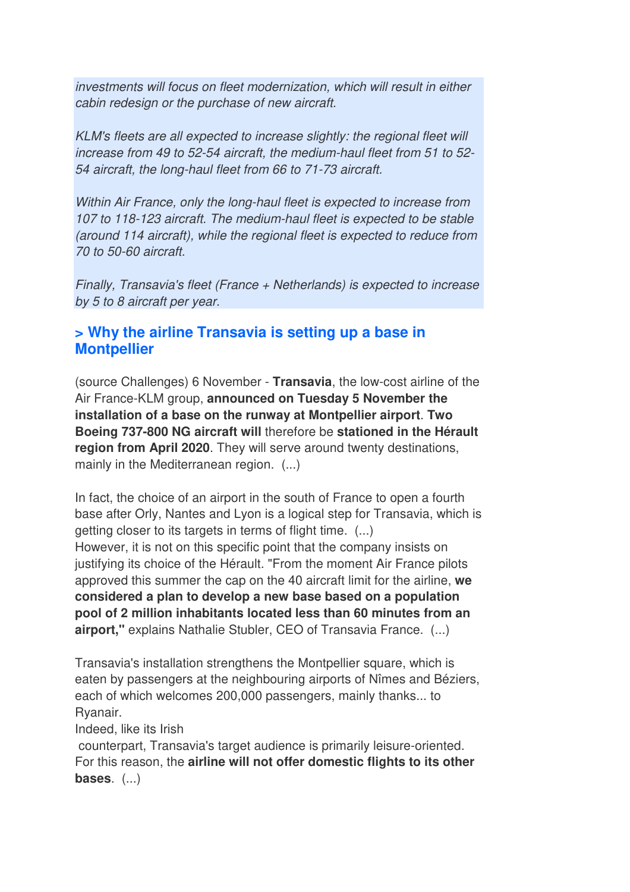*investments will focus on fleet modernization, which will result in either cabin redesign or the purchase of new aircraft.*

*KLM's fleets are all expected to increase slightly: the regional fleet will increase from 49 to 52-54 aircraft, the medium-haul fleet from 51 to 52-54 aircraft, the long-haul fleet from 66 to 71-73 aircraft.*

*Within Air France, only the long-haul fleet is expected to increase from 107 to 118-123 aircraft. The medium-haul fleet is expected to be stable (around 114 aircraft), while the regional fleet is expected to reduce from 70 to 50-60 aircraft.*

*Finally, Transavia's fleet (France + Netherlands) is expected to increase by 5 to 8 aircraft per year.*

## > Why the airline Transavia is setting up a base in Montpellier

(source Challenges) 6 November - **Transavia**, the low-cost airline of the Air France-KLM group, **announced on Tuesday 5 November the installation of a base on the runway at Montpellier airport**. **Two Boeing 737-800 NG aircraft will** therefore be **stationed in the Hérault region from April 2020**. They will serve around twenty destinations, mainly in the Mediterranean region. (...)

In fact, the choice of an airport in the south of France to open a fourth base after Orly, Nantes and Lyon is a logical step for Transavia, which is getting closer to its targets in terms of flight time. (...)
However, it is not on this specific point that the company insists on justifying its choice of the Hérault. "From the moment Air France pilots approved this summer the cap on the 40 aircraft limit for the airline, **we considered a plan to develop a new base based on a population pool of 2 million inhabitants located less than 60 minutes from an airport,"** explains Nathalie Stubler, CEO of Transavia France. (...)

Transavia's installation strengthens the Montpellier square, which is eaten by passengers at the neighbouring airports of Nîmes and Béziers, each of which welcomes 200,000 passengers, mainly thanks... to Ryanair.
Indeed, like its Irish counterpart, Transavia's target audience is primarily leisure-oriented. For this reason, the **airline will not offer domestic flights to its other bases**. (...)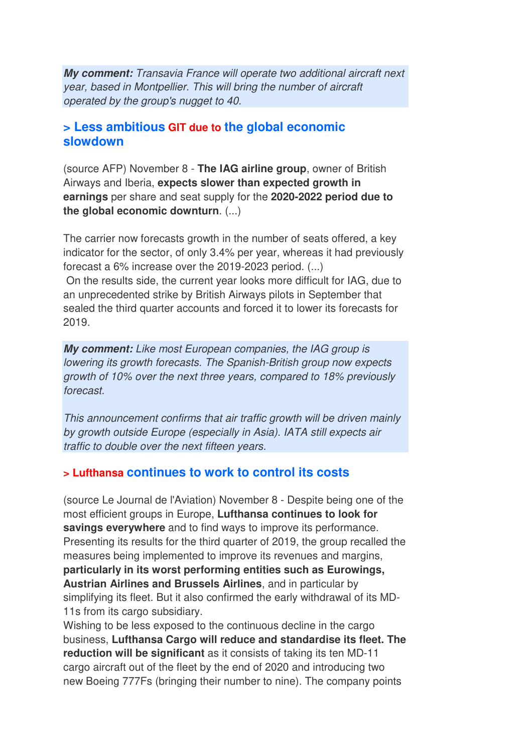***My comment:*** *Transavia France will operate two additional aircraft next year, based in Montpellier. This will bring the number of aircraft operated by the group's nugget to 40.*

## > Less ambitious GIT due to the global economic slowdown

(source AFP) November 8 - **The IAG airline group**, owner of British Airways and Iberia, **expects slower than expected growth in earnings** per share and seat supply for the **2020-2022 period due to the global economic downturn**. (...)

The carrier now forecasts growth in the number of seats offered, a key indicator for the sector, of only 3.4% per year, whereas it had previously forecast a 6% increase over the 2019-2023 period. (...)
On the results side, the current year looks more difficult for IAG, due to an unprecedented strike by British Airways pilots in September that sealed the third quarter accounts and forced it to lower its forecasts for 2019.

***My comment:*** *Like most European companies, the IAG group is lowering its growth forecasts. The Spanish-British group now expects growth of 10% over the next three years, compared to 18% previously forecast.*

*This announcement confirms that air traffic growth will be driven mainly by growth outside Europe (especially in Asia). IATA still expects air traffic to double over the next fifteen years.*

## > Lufthansa continues to work to control its costs

(source Le Journal de l'Aviation) November 8 - Despite being one of the most efficient groups in Europe, **Lufthansa continues to look for savings everywhere** and to find ways to improve its performance. Presenting its results for the third quarter of 2019, the group recalled the measures being implemented to improve its revenues and margins, **particularly in its worst performing entities such as Eurowings, Austrian Airlines and Brussels Airlines**, and in particular by simplifying its fleet. But it also confirmed the early withdrawal of its MD-11s from its cargo subsidiary.
Wishing to be less exposed to the continuous decline in the cargo business, **Lufthansa Cargo will reduce and standardise its fleet. The reduction will be significant** as it consists of taking its ten MD-11 cargo aircraft out of the fleet by the end of 2020 and introducing two new Boeing 777Fs (bringing their number to nine). The company points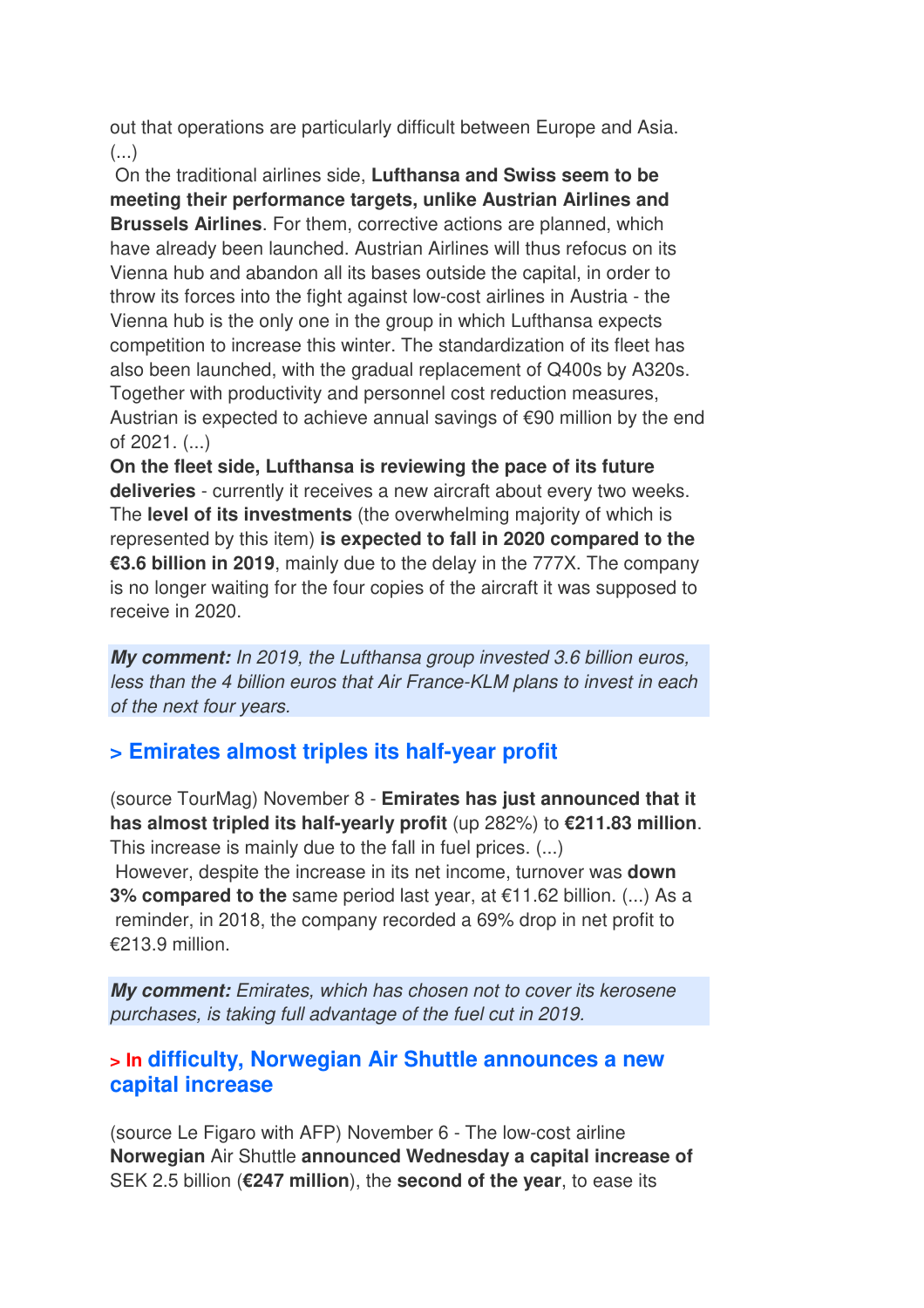out that operations are particularly difficult between Europe and Asia. (...)

On the traditional airlines side, **Lufthansa and Swiss seem to be meeting their performance targets, unlike Austrian Airlines and Brussels Airlines**. For them, corrective actions are planned, which have already been launched. Austrian Airlines will thus refocus on its Vienna hub and abandon all its bases outside the capital, in order to throw its forces into the fight against low-cost airlines in Austria - the Vienna hub is the only one in the group in which Lufthansa expects competition to increase this winter. The standardization of its fleet has also been launched, with the gradual replacement of Q400s by A320s. Together with productivity and personnel cost reduction measures, Austrian is expected to achieve annual savings of €90 million by the end of 2021. (...)

**On the fleet side, Lufthansa is reviewing the pace of its future deliveries** - currently it receives a new aircraft about every two weeks. The **level of its investments** (the overwhelming majority of which is represented by this item) **is expected to fall in 2020 compared to the €3.6 billion in 2019**, mainly due to the delay in the 777X. The company is no longer waiting for the four copies of the aircraft it was supposed to receive in 2020.

***My comment:*** *In 2019, the Lufthansa group invested 3.6 billion euros, less than the 4 billion euros that Air France-KLM plans to invest in each of the next four years.*

## > Emirates almost triples its half-year profit

(source TourMag) November 8 - **Emirates has just announced that it has almost tripled its half-yearly profit** (up 282%) to **€211.83 million**. This increase is mainly due to the fall in fuel prices. (...)

However, despite the increase in its net income, turnover was **down 3% compared to the** same period last year, at €11.62 billion. (...) As a reminder, in 2018, the company recorded a 69% drop in net profit to €213.9 million.

***My comment:*** *Emirates, which has chosen not to cover its kerosene purchases, is taking full advantage of the fuel cut in 2019.*

## > In difficulty, Norwegian Air Shuttle announces a new capital increase

(source Le Figaro with AFP) November 6 - The low-cost airline **Norwegian** Air Shuttle **announced Wednesday a capital increase of** SEK 2.5 billion (**€247 million**), the **second of the year**, to ease its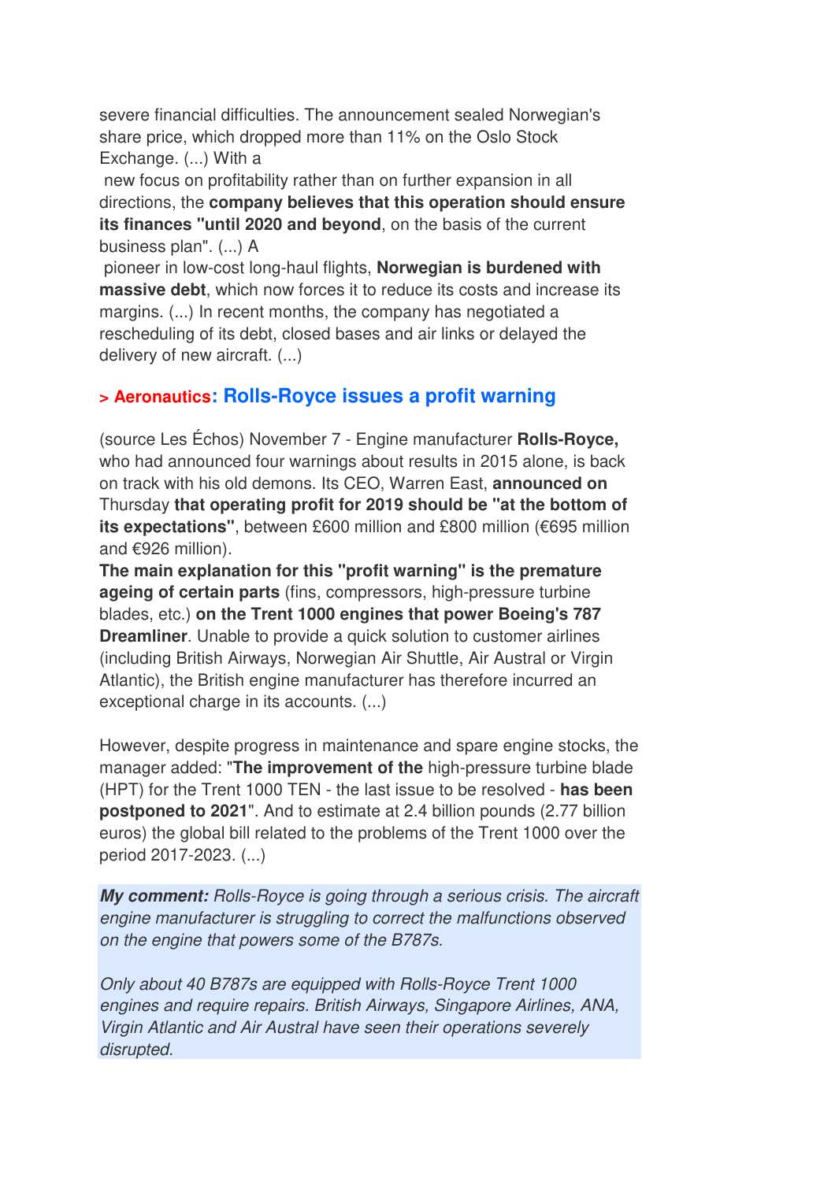severe financial difficulties. The announcement sealed Norwegian's share price, which dropped more than 11% on the Oslo Stock Exchange. (...) With a new focus on profitability rather than on further expansion in all directions, the **company believes that this operation should ensure its finances "until 2020 and beyond**, on the basis of the current business plan". (...) A pioneer in low-cost long-haul flights, **Norwegian is burdened with massive debt**, which now forces it to reduce its costs and increase its margins. (...) In recent months, the company has negotiated a rescheduling of its debt, closed bases and air links or delayed the delivery of new aircraft. (...)

### > Aeronautics: Rolls-Royce issues a profit warning

(source Les Échos) November 7 - Engine manufacturer **Rolls-Royce,** who had announced four warnings about results in 2015 alone, is back on track with his old demons. Its CEO, Warren East, **announced on** Thursday **that operating profit for 2019 should be "at the bottom of its expectations"**, between £600 million and £800 million (€695 million and €926 million).

**The main explanation for this "profit warning" is the premature ageing of certain parts** (fins, compressors, high-pressure turbine blades, etc.) **on the Trent 1000 engines that power Boeing's 787 Dreamliner**. Unable to provide a quick solution to customer airlines (including British Airways, Norwegian Air Shuttle, Air Austral or Virgin Atlantic), the British engine manufacturer has therefore incurred an exceptional charge in its accounts. (...)

However, despite progress in maintenance and spare engine stocks, the manager added: "**The improvement of the** high-pressure turbine blade (HPT) for the Trent 1000 TEN - the last issue to be resolved - **has been postponed to 2021**". And to estimate at 2.4 billion pounds (2.77 billion euros) the global bill related to the problems of the Trent 1000 over the period 2017-2023. (...)

***My comment:*** *Rolls-Royce is going through a serious crisis. The aircraft engine manufacturer is struggling to correct the malfunctions observed on the engine that powers some of the B787s.*

*Only about 40 B787s are equipped with Rolls-Royce Trent 1000 engines and require repairs. British Airways, Singapore Airlines, ANA, Virgin Atlantic and Air Austral have seen their operations severely disrupted.*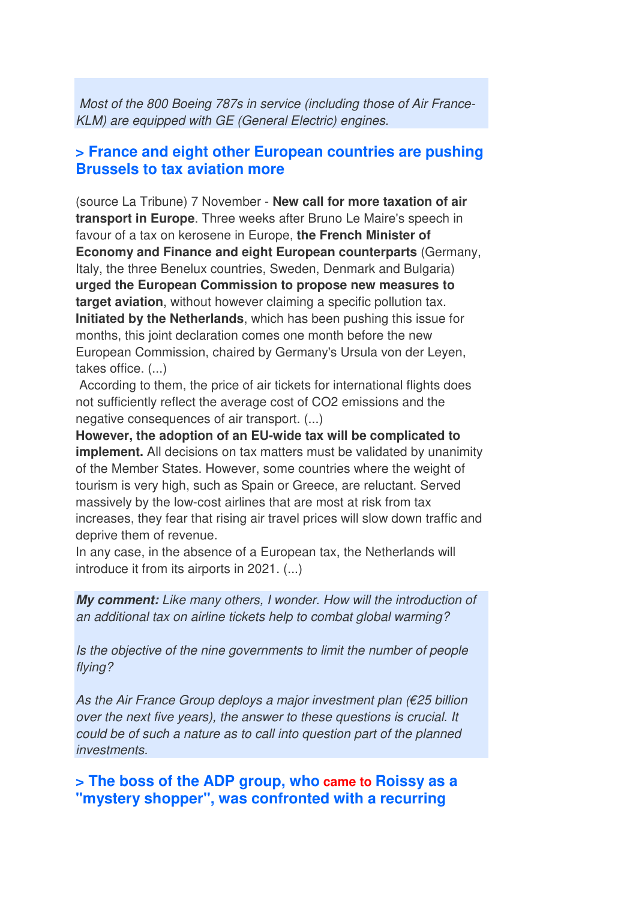*Most of the 800 Boeing 787s in service (including those of Air France-KLM) are equipped with GE (General Electric) engines.*

## > France and eight other European countries are pushing Brussels to tax aviation more

(source La Tribune) 7 November - **New call for more taxation of air transport in Europe**. Three weeks after Bruno Le Maire's speech in favour of a tax on kerosene in Europe, **the French Minister of Economy and Finance and eight European counterparts** (Germany, Italy, the three Benelux countries, Sweden, Denmark and Bulgaria) **urged the European Commission to propose new measures to target aviation**, without however claiming a specific pollution tax. **Initiated by the Netherlands**, which has been pushing this issue for months, this joint declaration comes one month before the new European Commission, chaired by Germany's Ursula von der Leyen, takes office. (...)

According to them, the price of air tickets for international flights does not sufficiently reflect the average cost of $CO_2$ emissions and the negative consequences of air transport. (...)

**However, the adoption of an EU-wide tax will be complicated to implement.** All decisions on tax matters must be validated by unanimity of the Member States. However, some countries where the weight of tourism is very high, such as Spain or Greece, are reluctant. Served massively by the low-cost airlines that are most at risk from tax increases, they fear that rising air travel prices will slow down traffic and deprive them of revenue.

In any case, in the absence of a European tax, the Netherlands will introduce it from its airports in 2021. (...)

***My comment:*** *Like many others, I wonder. How will the introduction of an additional tax on airline tickets help to combat global warming?*

*Is the objective of the nine governments to limit the number of people flying?*

*As the Air France Group deploys a major investment plan (€25 billion over the next five years), the answer to these questions is crucial. It could be of such a nature as to call into question part of the planned investments.*

## > The boss of the ADP group, who came to Roissy as a "mystery shopper", was confronted with a recurring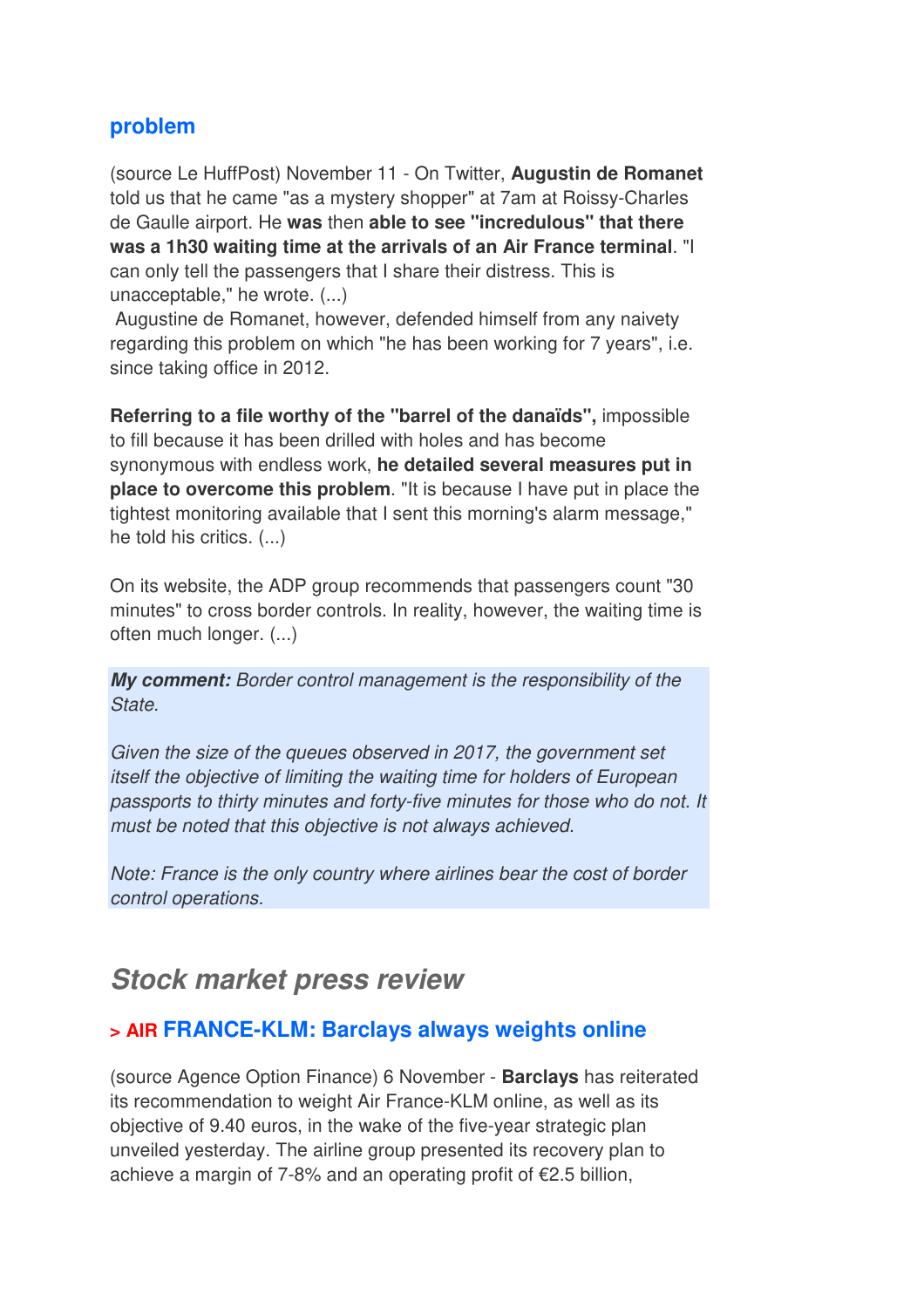### problem

(source Le HuffPost) November 11 - On Twitter, **Augustin de Romanet** told us that he came "as a mystery shopper" at 7am at Roissy-Charles de Gaulle airport. He **was** then **able to see "incredulous" that there was a 1h30 waiting time at the arrivals of an Air France terminal**. "I can only tell the passengers that I share their distress. This is unacceptable," he wrote. (...)
Augustine de Romanet, however, defended himself from any naivety regarding this problem on which "he has been working for 7 years", i.e. since taking office in 2012.

**Referring to a file worthy of the "barrel of the danaïds",** impossible to fill because it has been drilled with holes and has become synonymous with endless work, **he detailed several measures put in place to overcome this problem**. "It is because I have put in place the tightest monitoring available that I sent this morning's alarm message," he told his critics. (...)

On its website, the ADP group recommends that passengers count "30 minutes" to cross border controls. In reality, however, the waiting time is often much longer. (...)

***My comment:*** *Border control management is the responsibility of the State.*

*Given the size of the queues observed in 2017, the government set itself the objective of limiting the waiting time for holders of European passports to thirty minutes and forty-five minutes for those who do not. It must be noted that this objective is not always achieved.*

*Note: France is the only country where airlines bear the cost of border control operations.*

## *Stock market press review*

### > AIR FRANCE-KLM: Barclays always weights online

(source Agence Option Finance) 6 November - **Barclays** has reiterated its recommendation to weight Air France-KLM online, as well as its objective of 9.40 euros, in the wake of the five-year strategic plan unveiled yesterday. The airline group presented its recovery plan to achieve a margin of 7-8% and an operating profit of €2.5 billion,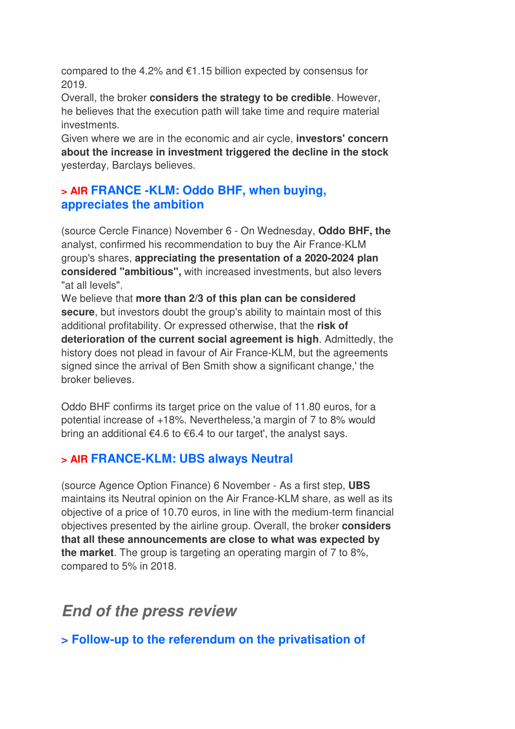compared to the 4.2% and €1.15 billion expected by consensus for 2019.

Overall, the broker **considers the strategy to be credible**. However, he believes that the execution path will take time and require material investments.

Given where we are in the economic and air cycle, **investors' concern about the increase in investment triggered the decline in the stock** yesterday, Barclays believes.

### > AIR FRANCE -KLM: Oddo BHF, when buying, appreciates the ambition

(source Cercle Finance) November 6 - On Wednesday, **Oddo BHF, the** analyst, confirmed his recommendation to buy the Air France-KLM group's shares, **appreciating the presentation of a 2020-2024 plan considered "ambitious",** with increased investments, but also levers "at all levels".

We believe that **more than 2/3 of this plan can be considered secure**, but investors doubt the group's ability to maintain most of this additional profitability. Or expressed otherwise, that the **risk of deterioration of the current social agreement is high**. Admittedly, the history does not plead in favour of Air France-KLM, but the agreements signed since the arrival of Ben Smith show a significant change,' the broker believes.

Oddo BHF confirms its target price on the value of 11.80 euros, for a potential increase of +18%. Nevertheless,'a margin of 7 to 8% would bring an additional €4.6 to €6.4 to our target', the analyst says.

### > AIR FRANCE-KLM: UBS always Neutral

(source Agence Option Finance) 6 November - As a first step, **UBS** maintains its Neutral opinion on the Air France-KLM share, as well as its objective of a price of 10.70 euros, in line with the medium-term financial objectives presented by the airline group. Overall, the broker **considers that all these announcements are close to what was expected by the market**. The group is targeting an operating margin of 7 to 8%, compared to 5% in 2018.

## *End of the press review*

### > Follow-up to the referendum on the privatisation of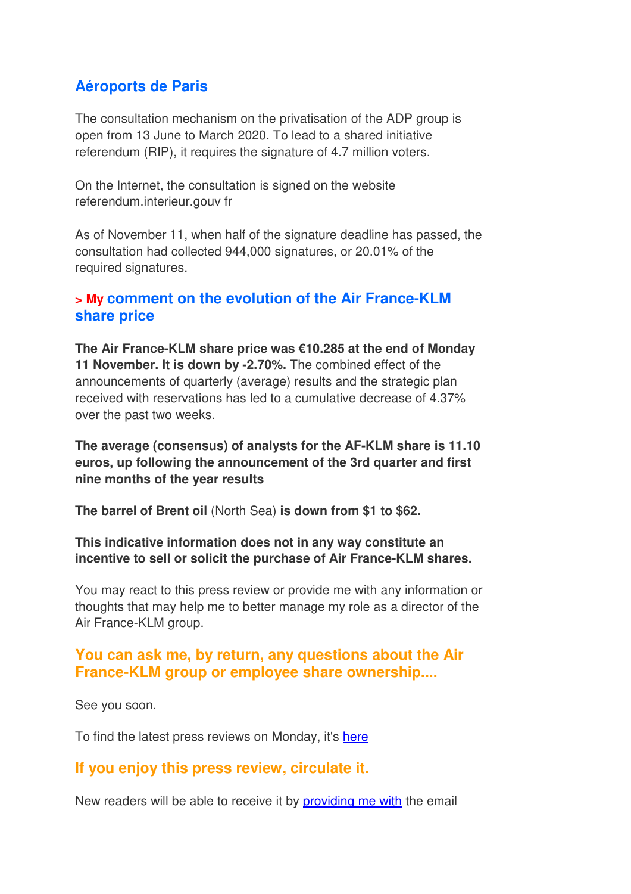## Aéroports de Paris

The consultation mechanism on the privatisation of the ADP group is open from 13 June to March 2020. To lead to a shared initiative referendum (RIP), it requires the signature of 4.7 million voters.

On the Internet, the consultation is signed on the website referendum.interieur.gouv fr

As of November 11, when half of the signature deadline has passed, the consultation had collected 944,000 signatures, or 20.01% of the required signatures.

## > My comment on the evolution of the Air France-KLM share price

**The Air France-KLM share price was €10.285 at the end of Monday 11 November. It is down by -2.70%.** The combined effect of the announcements of quarterly (average) results and the strategic plan received with reservations has led to a cumulative decrease of 4.37% over the past two weeks.

**The average (consensus) of analysts for the AF-KLM share is 11.10 euros, up following the announcement of the 3rd quarter and first nine months of the year results**

**The barrel of Brent oil** (North Sea) **is down from $1 to $62.**

**This indicative information does not in any way constitute an incentive to sell or solicit the purchase of Air France-KLM shares.**

You may react to this press review or provide me with any information or thoughts that may help me to better manage my role as a director of the Air France-KLM group.

## You can ask me, by return, any questions about the Air France-KLM group or employee share ownership....

See you soon.

To find the latest press reviews on Monday, it's here

## If you enjoy this press review, circulate it.

New readers will be able to receive it by providing me with the email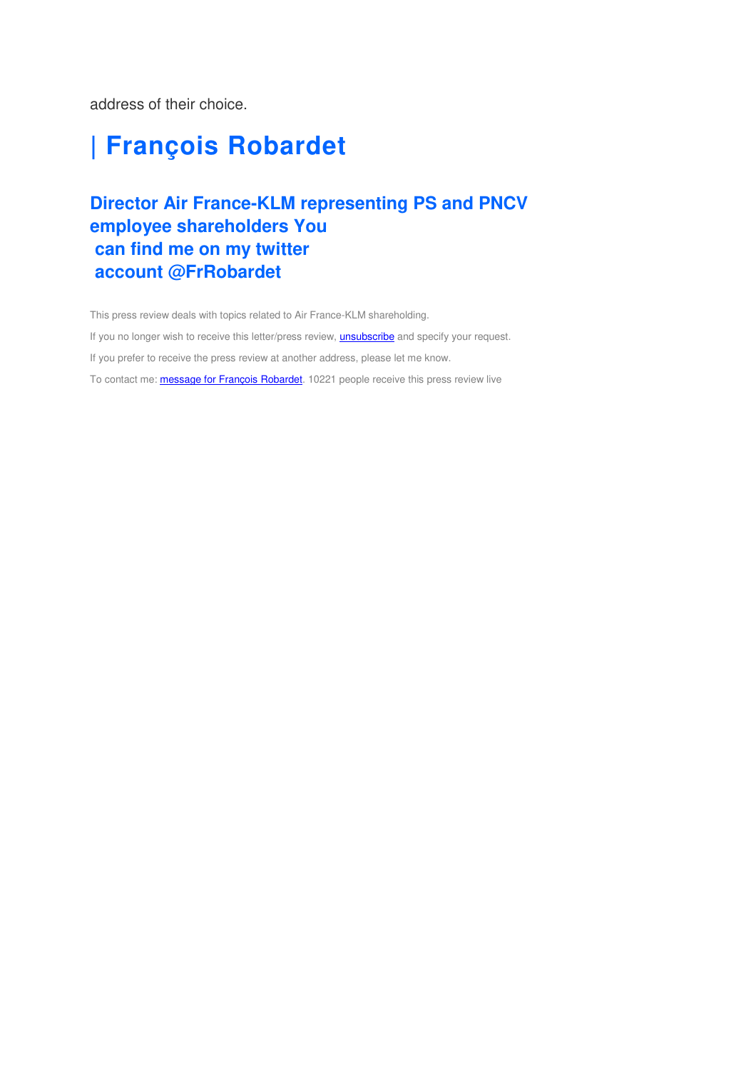address of their choice.

# | François Robardet

## Director Air France-KLM representing PS and PNCV employee shareholders You can find me on my twitter account @FrRobardet

This press review deals with topics related to Air France-KLM shareholding.

If you no longer wish to receive this letter/press review, unsubscribe and specify your request.

If you prefer to receive the press review at another address, please let me know.

To contact me: message for François Robardet. 10221 people receive this press review live